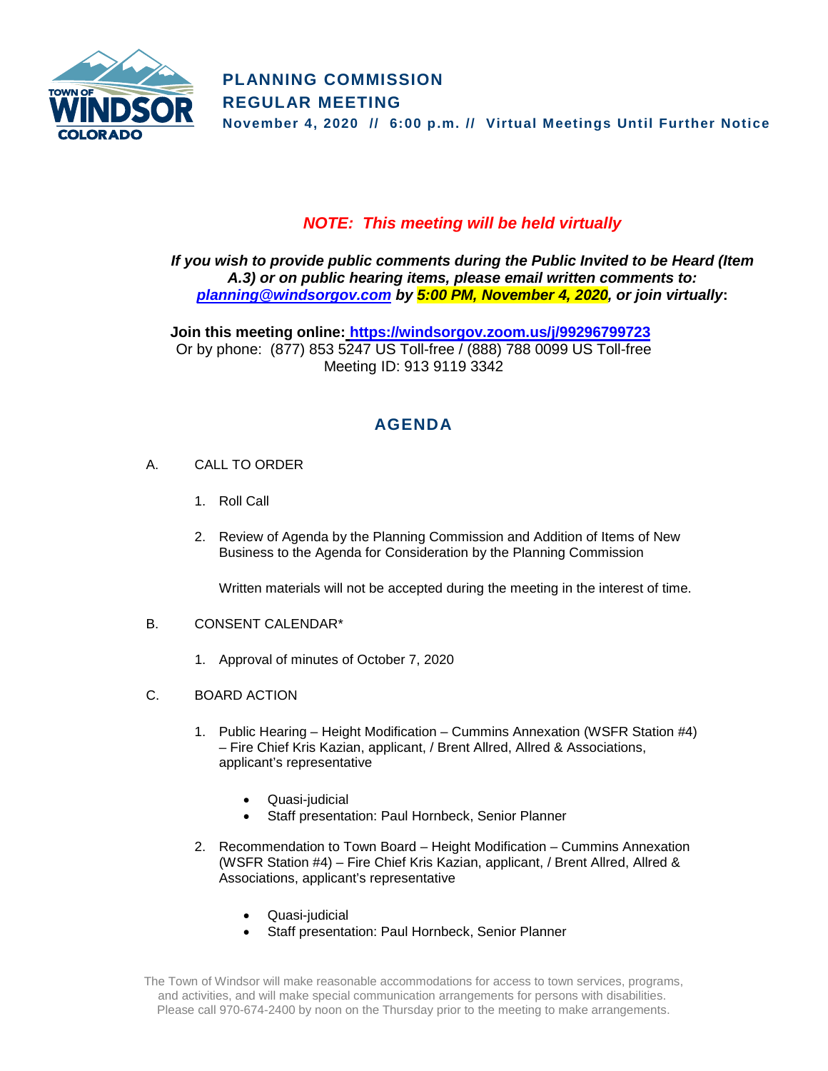# PLANNING COMMISSION REGULAR MEETING

**November 4, 2020 // 6:00 p.m. // Virtual Meetings Until Further Notice**

***NOTE: This meeting will be held virtually***

***If you wish to provide public comments during the Public Invited to be Heard (Item A.3) or on public hearing items, please email written comments to: [planning@windsorgov.com](mailto:planning@windsorgov.com) by 5:00 PM, November 4, 2020, or join virtually*:**

**Join this meeting online: [https://windsorgov.zoom.us/j/99296799723](https://windsorgov.zoom.us/j/99296799723)**
Or by phone: (877) 853 5247 US Toll-free / (888) 788 0099 US Toll-free
Meeting ID: 913 9119 3342

## AGENDA

A. CALL TO ORDER

1. Roll Call

2. Review of Agenda by the Planning Commission and Addition of Items of New Business to the Agenda for Consideration by the Planning Commission

   Written materials will not be accepted during the meeting in the interest of time.

B. CONSENT CALENDAR*

1. Approval of minutes of October 7, 2020

C. BOARD ACTION

1. Public Hearing – Height Modification – Cummins Annexation (WSFR Station #4) – Fire Chief Kris Kazian, applicant, / Brent Allred, Allred & Associations, applicant's representative

   - Quasi-judicial
   - Staff presentation: Paul Hornbeck, Senior Planner

2. Recommendation to Town Board – Height Modification – Cummins Annexation (WSFR Station #4) – Fire Chief Kris Kazian, applicant, / Brent Allred, Allred & Associations, applicant's representative

   - Quasi-judicial
   - Staff presentation: Paul Hornbeck, Senior Planner

The Town of Windsor will make reasonable accommodations for access to town services, programs, and activities, and will make special communication arrangements for persons with disabilities. Please call 970-674-2400 by noon on the Thursday prior to the meeting to make arrangements.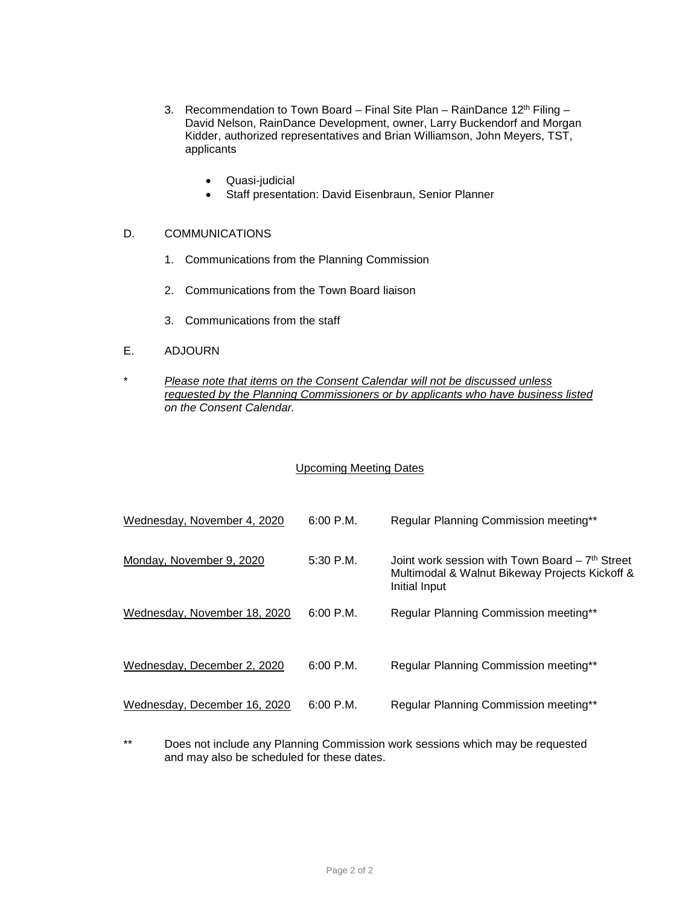3. Recommendation to Town Board – Final Site Plan – RainDance 12th Filing – David Nelson, RainDance Development, owner, Larry Buckendorf and Morgan Kidder, authorized representatives and Brian Williamson, John Meyers, TST, applicants

    - Quasi-judicial
    - Staff presentation: David Eisenbraun, Senior Planner

D. COMMUNICATIONS

1. Communications from the Planning Commission
2. Communications from the Town Board liaison
3. Communications from the staff

E. ADJOURN

\* *Please note that items on the Consent Calendar will not be discussed unless requested by the Planning Commissioners or by applicants who have business listed on the Consent Calendar.*

Upcoming Meeting Dates

| | | |
|---|---|---|
| Wednesday, November 4, 2020 | 6:00 P.M. | Regular Planning Commission meeting** |
| Monday, November 9, 2020 | 5:30 P.M. | Joint work session with Town Board – 7th Street Multimodal & Walnut Bikeway Projects Kickoff & Initial Input |
| Wednesday, November 18, 2020 | 6:00 P.M. | Regular Planning Commission meeting** |
| Wednesday, December 2, 2020 | 6:00 P.M. | Regular Planning Commission meeting** |
| Wednesday, December 16, 2020 | 6:00 P.M. | Regular Planning Commission meeting** |

\** Does not include any Planning Commission work sessions which may be requested and may also be scheduled for these dates.